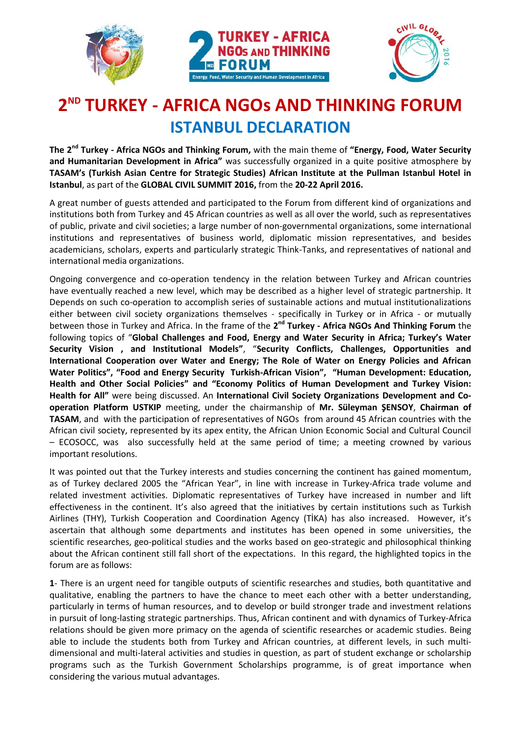# 2[ND] TURKEY - AFRICA NGOs AND THINKING FORUM

## ISTANBUL DECLARATION

**The 2[nd] Turkey - Africa NGOs and Thinking Forum,** with the main theme of **"Energy, Food, Water Security and Humanitarian Development in Africa"** was successfully organized in a quite positive atmosphere by **TASAM's (Turkish Asian Centre for Strategic Studies) African Institute at the Pullman Istanbul Hotel in Istanbul**, as part of the **GLOBAL CIVIL SUMMIT 2016,** from the **20-22 April 2016.**

A great number of guests attended and participated to the Forum from different kind of organizations and institutions both from Turkey and 45 African countries as well as all over the world, such as representatives of public, private and civil societies; a large number of non-governmental organizations, some international institutions and representatives of business world, diplomatic mission representatives, and besides academicians, scholars, experts and particularly strategic Think-Tanks, and representatives of national and international media organizations.

Ongoing convergence and co-operation tendency in the relation between Turkey and African countries have eventually reached a new level, which may be described as a higher level of strategic partnership. It Depends on such co-operation to accomplish series of sustainable actions and mutual institutionalizations either between civil society organizations themselves - specifically in Turkey or in Africa - or mutually between those in Turkey and Africa. In the frame of the **2[nd] Turkey - Africa NGOs And Thinking Forum** the following topics of "**Global Challenges and Food, Energy and Water Security in Africa; Turkey's Water Security Vision , and Institutional Models"**, "**Security Conflicts, Challenges, Opportunities and International Cooperation over Water and Energy; The Role of Water on Energy Policies and African Water Politics", "Food and Energy Security Turkish-African Vision", "Human Development: Education, Health and Other Social Policies" and "Economy Politics of Human Development and Turkey Vision: Health for All"** were being discussed. An **International Civil Society Organizations Development and Co-operation Platform USTKIP** meeting, under the chairmanship of **Mr. Süleyman ŞENSOY**, **Chairman of TASAM**, and with the participation of representatives of NGOs from around 45 African countries with the African civil society, represented by its apex entity, the African Union Economic Social and Cultural Council – ECOSOCC, was also successfully held at the same period of time; a meeting crowned by various important resolutions.

It was pointed out that the Turkey interests and studies concerning the continent has gained momentum, as of Turkey declared 2005 the "African Year", in line with increase in Turkey-Africa trade volume and related investment activities. Diplomatic representatives of Turkey have increased in number and lift effectiveness in the continent. It's also agreed that the initiatives by certain institutions such as Turkish Airlines (THY), Turkish Cooperation and Coordination Agency (TİKA) has also increased. However, it's ascertain that although some departments and institutes has been opened in some universities, the scientific researches, geo-political studies and the works based on geo-strategic and philosophical thinking about the African continent still fall short of the expectations. In this regard, the highlighted topics in the forum are as follows:

**1**- There is an urgent need for tangible outputs of scientific researches and studies, both quantitative and qualitative, enabling the partners to have the chance to meet each other with a better understanding, particularly in terms of human resources, and to develop or build stronger trade and investment relations in pursuit of long-lasting strategic partnerships. Thus, African continent and with dynamics of Turkey-Africa relations should be given more primacy on the agenda of scientific researches or academic studies. Being able to include the students both from Turkey and African countries, at different levels, in such multi-dimensional and multi-lateral activities and studies in question, as part of student exchange or scholarship programs such as the Turkish Government Scholarships programme, is of great importance when considering the various mutual advantages.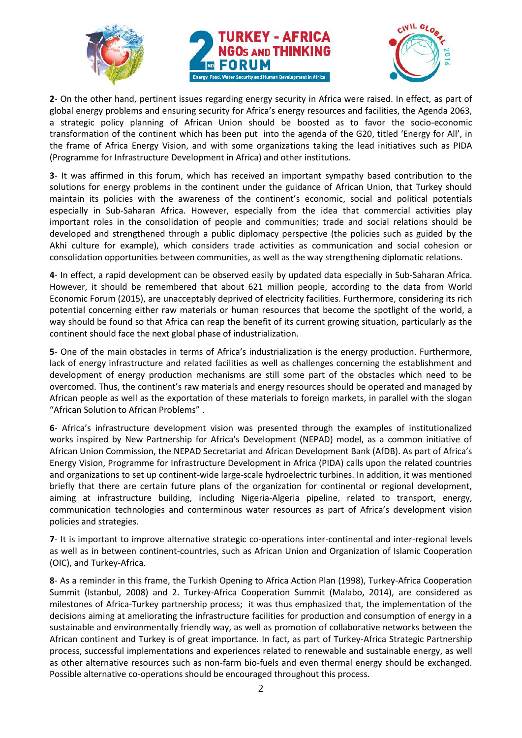**2**- On the other hand, pertinent issues regarding energy security in Africa were raised. In effect, as part of global energy problems and ensuring security for Africa's energy resources and facilities, the Agenda 2063, a strategic policy planning of African Union should be boosted as to favor the socio-economic transformation of the continent which has been put into the agenda of the G20, titled 'Energy for All', in the frame of Africa Energy Vision, and with some organizations taking the lead initiatives such as PIDA (Programme for Infrastructure Development in Africa) and other institutions.

**3**- It was affirmed in this forum, which has received an important sympathy based contribution to the solutions for energy problems in the continent under the guidance of African Union, that Turkey should maintain its policies with the awareness of the continent's economic, social and political potentials especially in Sub-Saharan Africa. However, especially from the idea that commercial activities play important roles in the consolidation of people and communities; trade and social relations should be developed and strengthened through a public diplomacy perspective (the policies such as guided by the Akhi culture for example), which considers trade activities as communication and social cohesion or consolidation opportunities between communities, as well as the way strengthening diplomatic relations.

**4**- In effect, a rapid development can be observed easily by updated data especially in Sub-Saharan Africa. However, it should be remembered that about 621 million people, according to the data from World Economic Forum (2015), are unacceptably deprived of electricity facilities. Furthermore, considering its rich potential concerning either raw materials or human resources that become the spotlight of the world, a way should be found so that Africa can reap the benefit of its current growing situation, particularly as the continent should face the next global phase of industrialization.

**5**- One of the main obstacles in terms of Africa's industrialization is the energy production. Furthermore, lack of energy infrastructure and related facilities as well as challenges concerning the establishment and development of energy production mechanisms are still some part of the obstacles which need to be overcomed. Thus, the continent's raw materials and energy resources should be operated and managed by African people as well as the exportation of these materials to foreign markets, in parallel with the slogan "African Solution to African Problems" .

**6**- Africa's infrastructure development vision was presented through the examples of institutionalized works inspired by New Partnership for Africa's Development (NEPAD) model, as a common initiative of African Union Commission, the NEPAD Secretariat and African Development Bank (AfDB). As part of Africa's Energy Vision, Programme for Infrastructure Development in Africa (PIDA) calls upon the related countries and organizations to set up continent-wide large-scale hydroelectric turbines. In addition, it was mentioned briefly that there are certain future plans of the organization for continental or regional development, aiming at infrastructure building, including Nigeria-Algeria pipeline, related to transport, energy, communication technologies and conterminous water resources as part of Africa's development vision policies and strategies.

**7**- It is important to improve alternative strategic co-operations inter-continental and inter-regional levels as well as in between continent-countries, such as African Union and Organization of Islamic Cooperation (OIC), and Turkey-Africa.

**8**- As a reminder in this frame, the Turkish Opening to Africa Action Plan (1998), Turkey-Africa Cooperation Summit (Istanbul, 2008) and 2. Turkey-Africa Cooperation Summit (Malabo, 2014), are considered as milestones of Africa-Turkey partnership process; it was thus emphasized that, the implementation of the decisions aiming at ameliorating the infrastructure facilities for production and consumption of energy in a sustainable and environmentally friendly way, as well as promotion of collaborative networks between the African continent and Turkey is of great importance. In fact, as part of Turkey-Africa Strategic Partnership process, successful implementations and experiences related to renewable and sustainable energy, as well as other alternative resources such as non-farm bio-fuels and even thermal energy should be exchanged. Possible alternative co-operations should be encouraged throughout this process.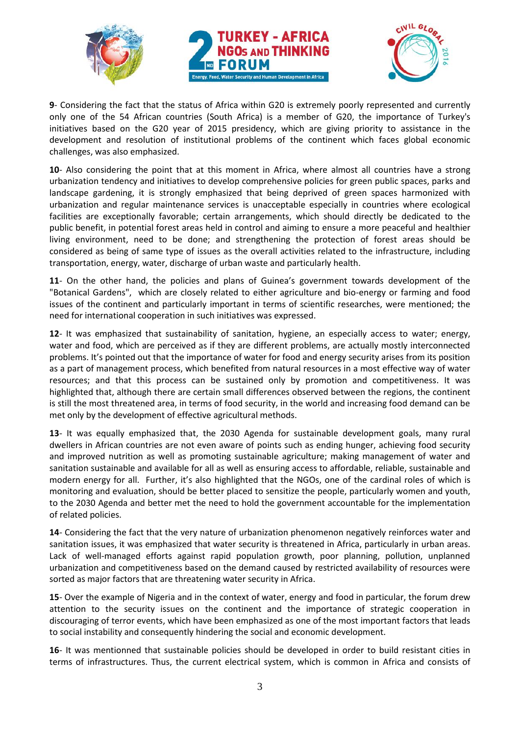**9**- Considering the fact that the status of Africa within G20 is extremely poorly represented and currently only one of the 54 African countries (South Africa) is a member of G20, the importance of Turkey's initiatives based on the G20 year of 2015 presidency, which are giving priority to assistance in the development and resolution of institutional problems of the continent which faces global economic challenges, was also emphasized.

**10**- Also considering the point that at this moment in Africa, where almost all countries have a strong urbanization tendency and initiatives to develop comprehensive policies for green public spaces, parks and landscape gardening, it is strongly emphasized that being deprived of green spaces harmonized with urbanization and regular maintenance services is unacceptable especially in countries where ecological facilities are exceptionally favorable; certain arrangements, which should directly be dedicated to the public benefit, in potential forest areas held in control and aiming to ensure a more peaceful and healthier living environment, need to be done; and strengthening the protection of forest areas should be considered as being of same type of issues as the overall activities related to the infrastructure, including transportation, energy, water, discharge of urban waste and particularly health.

**11**- On the other hand, the policies and plans of Guinea's government towards development of the "Botanical Gardens", which are closely related to either agriculture and bio-energy or farming and food issues of the continent and particularly important in terms of scientific researches, were mentioned; the need for international cooperation in such initiatives was expressed.

**12**- It was emphasized that sustainability of sanitation, hygiene, an especially access to water; energy, water and food, which are perceived as if they are different problems, are actually mostly interconnected problems. It's pointed out that the importance of water for food and energy security arises from its position as a part of management process, which benefited from natural resources in a most effective way of water resources; and that this process can be sustained only by promotion and competitiveness. It was highlighted that, although there are certain small differences observed between the regions, the continent is still the most threatened area, in terms of food security, in the world and increasing food demand can be met only by the development of effective agricultural methods.

**13**- It was equally emphasized that, the 2030 Agenda for sustainable development goals, many rural dwellers in African countries are not even aware of points such as ending hunger, achieving food security and improved nutrition as well as promoting sustainable agriculture; making management of water and sanitation sustainable and available for all as well as ensuring access to affordable, reliable, sustainable and modern energy for all. Further, it's also highlighted that the NGOs, one of the cardinal roles of which is monitoring and evaluation, should be better placed to sensitize the people, particularly women and youth, to the 2030 Agenda and better met the need to hold the government accountable for the implementation of related policies.

**14**- Considering the fact that the very nature of urbanization phenomenon negatively reinforces water and sanitation issues, it was emphasized that water security is threatened in Africa, particularly in urban areas. Lack of well-managed efforts against rapid population growth, poor planning, pollution, unplanned urbanization and competitiveness based on the demand caused by restricted availability of resources were sorted as major factors that are threatening water security in Africa.

**15**- Over the example of Nigeria and in the context of water, energy and food in particular, the forum drew attention to the security issues on the continent and the importance of strategic cooperation in discouraging of terror events, which have been emphasized as one of the most important factors that leads to social instability and consequently hindering the social and economic development.

**16**- It was mentionned that sustainable policies should be developed in order to build resistant cities in terms of infrastructures. Thus, the current electrical system, which is common in Africa and consists of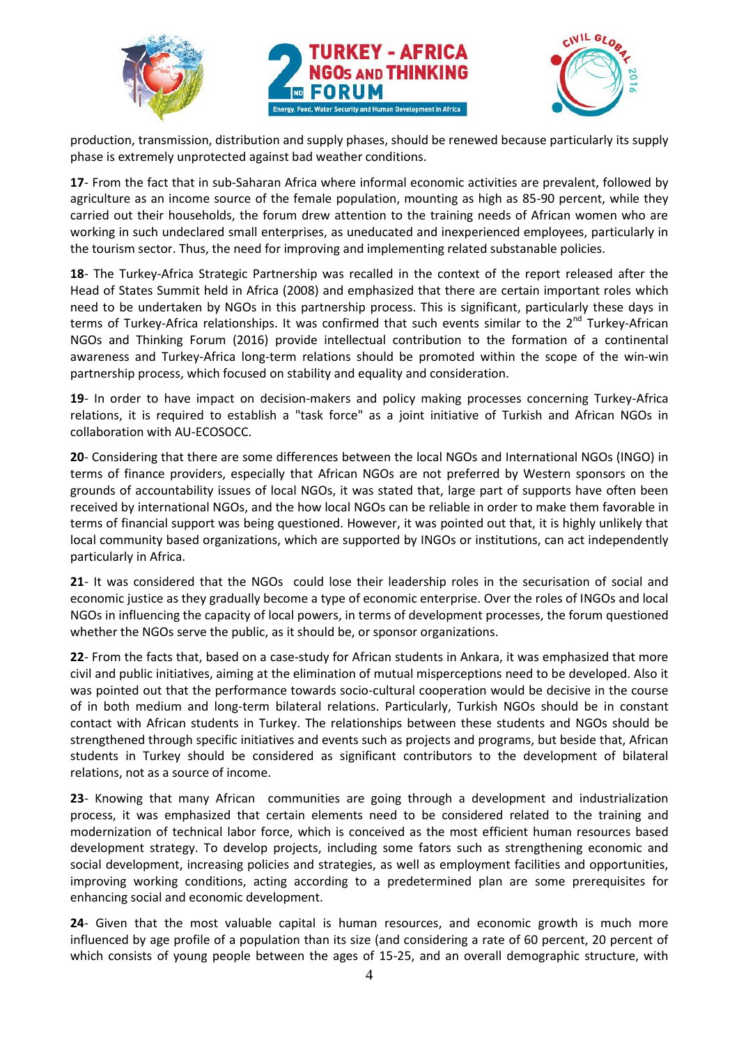production, transmission, distribution and supply phases, should be renewed because particularly its supply phase is extremely unprotected against bad weather conditions.

**17**- From the fact that in sub-Saharan Africa where informal economic activities are prevalent, followed by agriculture as an income source of the female population, mounting as high as 85-90 percent, while they carried out their households, the forum drew attention to the training needs of African women who are working in such undeclared small enterprises, as uneducated and inexperienced employees, particularly in the tourism sector. Thus, the need for improving and implementing related substanable policies.

**18**- The Turkey-Africa Strategic Partnership was recalled in the context of the report released after the Head of States Summit held in Africa (2008) and emphasized that there are certain important roles which need to be undertaken by NGOs in this partnership process. This is significant, particularly these days in terms of Turkey-Africa relationships. It was confirmed that such events similar to the 2nd Turkey-African NGOs and Thinking Forum (2016) provide intellectual contribution to the formation of a continental awareness and Turkey-Africa long-term relations should be promoted within the scope of the win-win partnership process, which focused on stability and equality and consideration.

**19**- In order to have impact on decision-makers and policy making processes concerning Turkey-Africa relations, it is required to establish a "task force" as a joint initiative of Turkish and African NGOs in collaboration with AU-ECOSOCC.

**20**- Considering that there are some differences between the local NGOs and International NGOs (INGO) in terms of finance providers, especially that African NGOs are not preferred by Western sponsors on the grounds of accountability issues of local NGOs, it was stated that, large part of supports have often been received by international NGOs, and the how local NGOs can be reliable in order to make them favorable in terms of financial support was being questioned. However, it was pointed out that, it is highly unlikely that local community based organizations, which are supported by INGOs or institutions, can act independently particularly in Africa.

**21**- It was considered that the NGOs could lose their leadership roles in the securisation of social and economic justice as they gradually become a type of economic enterprise. Over the roles of INGOs and local NGOs in influencing the capacity of local powers, in terms of development processes, the forum questioned whether the NGOs serve the public, as it should be, or sponsor organizations.

**22**- From the facts that, based on a case-study for African students in Ankara, it was emphasized that more civil and public initiatives, aiming at the elimination of mutual misperceptions need to be developed. Also it was pointed out that the performance towards socio-cultural cooperation would be decisive in the course of in both medium and long-term bilateral relations. Particularly, Turkish NGOs should be in constant contact with African students in Turkey. The relationships between these students and NGOs should be strengthened through specific initiatives and events such as projects and programs, but beside that, African students in Turkey should be considered as significant contributors to the development of bilateral relations, not as a source of income.

**23**- Knowing that many African communities are going through a development and industrialization process, it was emphasized that certain elements need to be considered related to the training and modernization of technical labor force, which is conceived as the most efficient human resources based development strategy. To develop projects, including some fators such as strengthening economic and social development, increasing policies and strategies, as well as employment facilities and opportunities, improving working conditions, acting according to a predetermined plan are some prerequisites for enhancing social and economic development.

**24**- Given that the most valuable capital is human resources, and economic growth is much more influenced by age profile of a population than its size (and considering a rate of 60 percent, 20 percent of which consists of young people between the ages of 15-25, and an overall demographic structure, with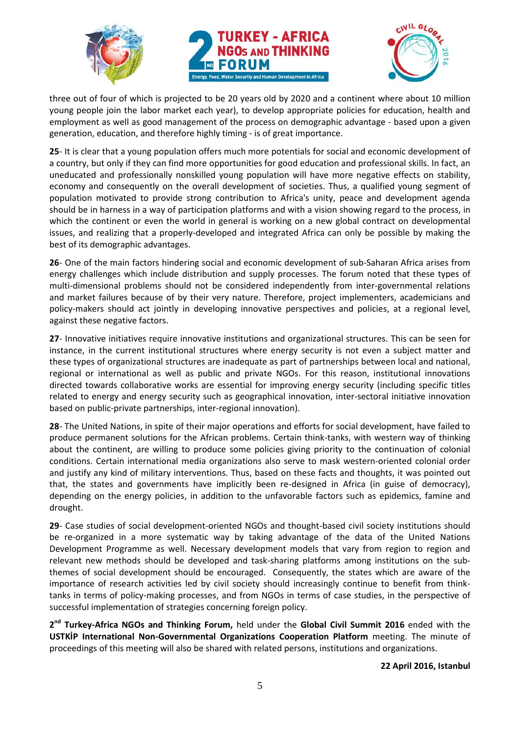three out of four of which is projected to be 20 years old by 2020 and a continent where about 10 million young people join the labor market each year), to develop appropriate policies for education, health and employment as well as good management of the process on demographic advantage - based upon a given generation, education, and therefore highly timing - is of great importance.

**25**- It is clear that a young population offers much more potentials for social and economic development of a country, but only if they can find more opportunities for good education and professional skills. In fact, an uneducated and professionally nonskilled young population will have more negative effects on stability, economy and consequently on the overall development of societies. Thus, a qualified young segment of population motivated to provide strong contribution to Africa's unity, peace and development agenda should be in harness in a way of participation platforms and with a vision showing regard to the process, in which the continent or even the world in general is working on a new global contract on developmental issues, and realizing that a properly-developed and integrated Africa can only be possible by making the best of its demographic advantages.

**26**- One of the main factors hindering social and economic development of sub-Saharan Africa arises from energy challenges which include distribution and supply processes. The forum noted that these types of multi-dimensional problems should not be considered independently from inter-governmental relations and market failures because of by their very nature. Therefore, project implementers, academicians and policy-makers should act jointly in developing innovative perspectives and policies, at a regional level, against these negative factors.

**27**- Innovative initiatives require innovative institutions and organizational structures. This can be seen for instance, in the current institutional structures where energy security is not even a subject matter and these types of organizational structures are inadequate as part of partnerships between local and national, regional or international as well as public and private NGOs. For this reason, institutional innovations directed towards collaborative works are essential for improving energy security (including specific titles related to energy and energy security such as geographical innovation, inter-sectoral initiative innovation based on public-private partnerships, inter-regional innovation).

**28**- The United Nations, in spite of their major operations and efforts for social development, have failed to produce permanent solutions for the African problems. Certain think-tanks, with western way of thinking about the continent, are willing to produce some policies giving priority to the continuation of colonial conditions. Certain international media organizations also serve to mask western-oriented colonial order and justify any kind of military interventions. Thus, based on these facts and thoughts, it was pointed out that, the states and governments have implicitly been re-designed in Africa (in guise of democracy), depending on the energy policies, in addition to the unfavorable factors such as epidemics, famine and drought.

**29**- Case studies of social development-oriented NGOs and thought-based civil society institutions should be re-organized in a more systematic way by taking advantage of the data of the United Nations Development Programme as well. Necessary development models that vary from region to region and relevant new methods should be developed and task-sharing platforms among institutions on the sub-themes of social development should be encouraged. Consequently, the states which are aware of the importance of research activities led by civil society should increasingly continue to benefit from think-tanks in terms of policy-making processes, and from NGOs in terms of case studies, in the perspective of successful implementation of strategies concerning foreign policy.

**2nd Turkey-Africa NGOs and Thinking Forum,** held under the **Global Civil Summit 2016** ended with the **USTKİP International Non-Governmental Organizations Cooperation Platform** meeting. The minute of proceedings of this meeting will also be shared with related persons, institutions and organizations.

**22 April 2016, Istanbul**